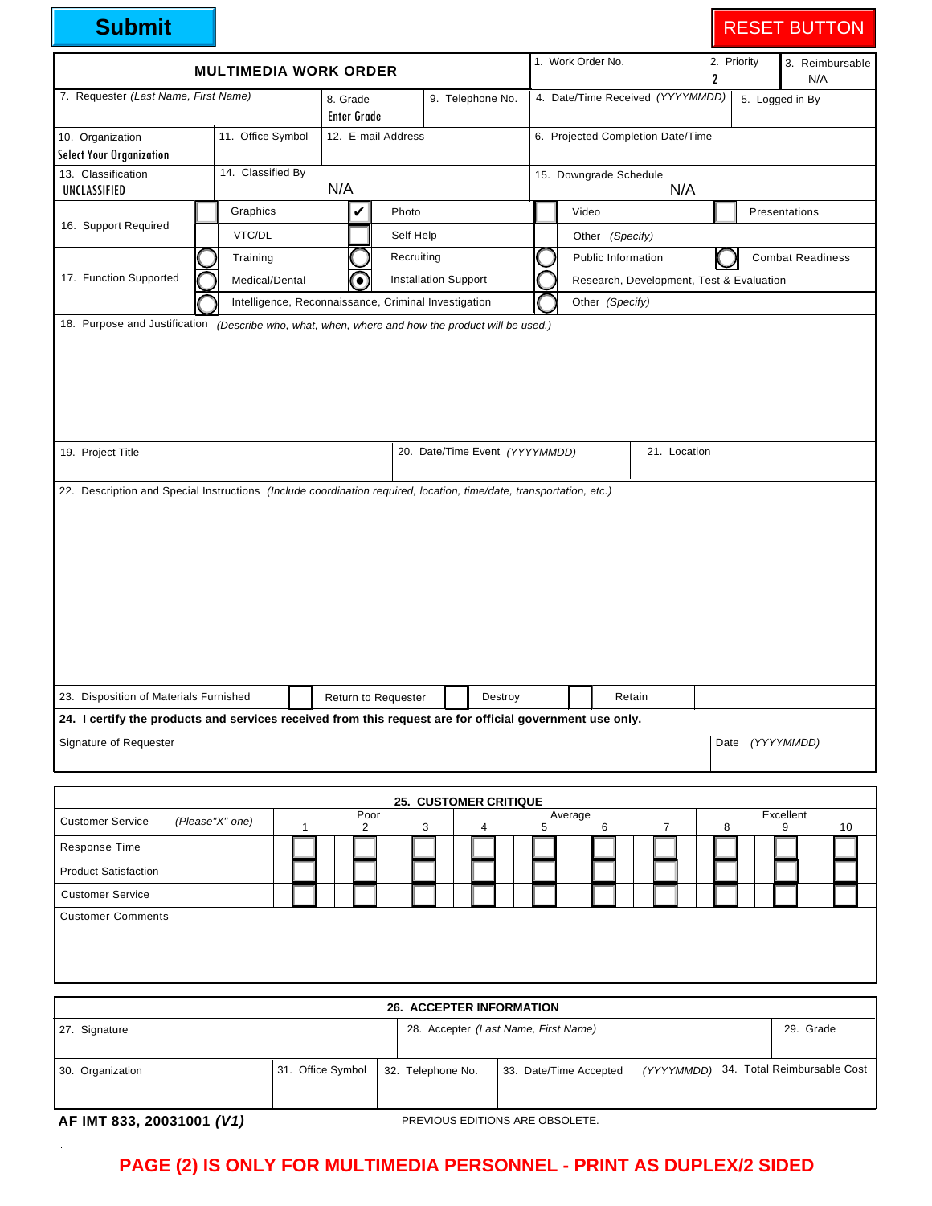Submit | RESET BUTTON

## MULTIMEDIA WORK ORDER

| | | | |
|---|---|---|---|
| 1. Work Order No. | 2. Priority: 2 | 3. Reimbursable: N/A | |
| 7. Requester *(Last Name, First Name)* | 8. Grade: Enter Grade | 9. Telephone No. | 4. Date/Time Received *(YYYYMMDD)* |
| 5. Logged in By | | | |
| 10. Organization: Select Your Organization | 11. Office Symbol | 12. E-mail Address | 6. Projected Completion Date/Time |
| 13. Classification: UNCLASSIFIED | 14. Classified By: N/A | | 15. Downgrade Schedule: N/A |

**16. Support Required**

| | | | |
|---|---|---|---|
| ☐ Graphics | ☑ Photo | ☐ Video | ☐ Presentations |
| ☐ VTC/DL | ☐ Self Help | Other *(Specify)* | |

**17. Function Supported**

| | | | |
|---|---|---|---|
| ○ Training | ○ Recruiting | ○ Public Information | ○ Combat Readiness |
| ○ Medical/Dental | ◉ Installation Support | ○ Research, Development, Test & Evaluation | |
| ○ Intelligence, Reconnaissance, Criminal Investigation | | ○ Other *(Specify)* | |

18. Purpose and Justification *(Describe who, what, when, where and how the product will be used.)*

| 19. Project Title | 20. Date/Time Event *(YYYYMMDD)* | 21. Location |
|---|---|---|
| | | |

22. Description and Special Instructions *(Include coordination required, location, time/date, transportation, etc.)*

23. Disposition of Materials Furnished: ☐ Return to Requester ☐ Destroy ☐ Retain

**24. I certify the products and services received from this request are for official government use only.**

| Signature of Requester | Date *(YYYYMMDD)* |
|---|---|
| | |

### 25. CUSTOMER CRITIQUE

| Customer Service *(Please"X" one)* | 1 | 2 (Poor) | 3 | 4 | 5 | 6 (Average) | 7 | 8 | 9 (Excellent) | 10 |
|---|---|---|---|---|---|---|---|---|---|---|
| Response Time | ☐ | ☐ | ☐ | ☐ | ☐ | ☐ | ☐ | ☐ | ☐ | ☐ |
| Product Satisfaction | ☐ | ☐ | ☐ | ☐ | ☐ | ☐ | ☐ | ☐ | ☐ | ☐ |
| Customer Service | ☐ | ☐ | ☐ | ☐ | ☐ | ☐ | ☐ | ☐ | ☐ | ☐ |

Customer Comments

### 26. ACCEPTER INFORMATION

| 27. Signature | 28. Accepter *(Last Name, First Name)* | | 29. Grade |
|---|---|---|---|
| 30. Organization | 31. Office Symbol | 32. Telephone No. | 33. Date/Time Accepted *(YYYYMMDD)* |
| 34. Total Reimbursable Cost | | | |

**AF IMT 833, 20031001 *(V1)*** PREVIOUS EDITIONS ARE OBSOLETE.

**PAGE (2) IS ONLY FOR MULTIMEDIA PERSONNEL - PRINT AS DUPLEX/2 SIDED**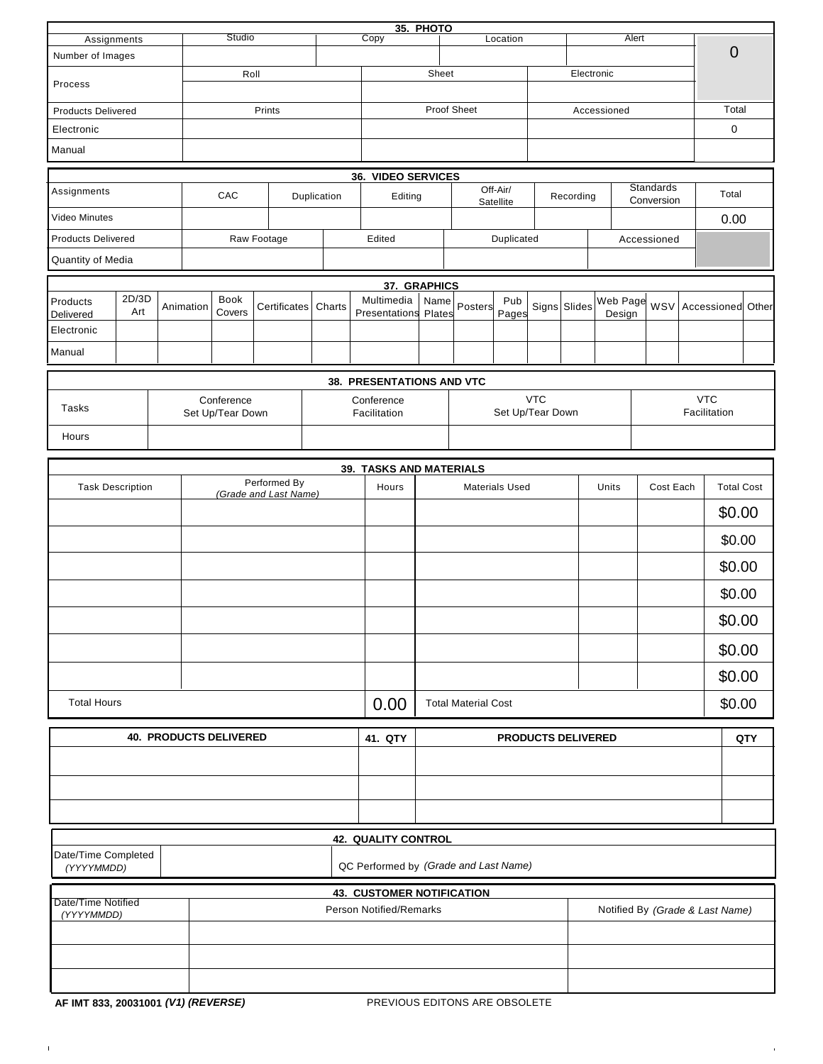## 35. PHOTO

| Assignments | Studio | Copy | Location | Alert | |
|---|---|---|---|---|---|
| Number of Images | | | | | 0 |

| Process | Roll | Sheet | Electronic |
|---|---|---|---|
| | | | |

| Products Delivered | Prints | Proof Sheet | Accessioned | Total |
|---|---|---|---|---|
| Electronic | | | | 0 |
| Manual | | | | |

## 36. VIDEO SERVICES

| Assignments | CAC | Duplication | Editing | Off-Air/ Satellite | Recording | Standards Conversion | Total |
|---|---|---|---|---|---|---|---|
| Video Minutes | | | | | | | 0.00 |

| Products Delivered | Raw Footage | Edited | Duplicated | Accessioned |
|---|---|---|---|---|
| Quantity of Media | | | | |

## 37. GRAPHICS

| Products Delivered | 2D/3D Art | Animation | Book Covers | Certificates | Charts | Multimedia Presentations | Name Plates | Posters | Pub Pages | Signs | Slides | Web Page Design | WSV | Accessioned | Other |
|---|---|---|---|---|---|---|---|---|---|---|---|---|---|---|---|
| Electronic | | | | | | | | | | | | | | | |
| Manual | | | | | | | | | | | | | | | |

## 38. PRESENTATIONS AND VTC

| Tasks | Conference Set Up/Tear Down | Conference Facilitation | VTC Set Up/Tear Down | VTC Facilitation |
|---|---|---|---|---|
| Hours | | | | |

## 39. TASKS AND MATERIALS

| Task Description | Performed By *(Grade and Last Name)* | Hours | Materials Used | Units | Cost Each | Total Cost |
|---|---|---|---|---|---|---|
| | | | | | | $0.00 |
| | | | | | | $0.00 |
| | | | | | | $0.00 |
| | | | | | | $0.00 |
| | | | | | | $0.00 |
| | | | | | | $0.00 |
| | | | | | | $0.00 |
| Total Hours | | 0.00 | Total Material Cost | | | $0.00 |

| 40. PRODUCTS DELIVERED | 41. QTY | PRODUCTS DELIVERED | QTY |
|---|---|---|---|
| | | | |
| | | | |
| | | | |

## 42. QUALITY CONTROL

| Date/Time Completed *(YYYYMMDD)* | | QC Performed by *(Grade and Last Name)* |
|---|---|---|

## 43. CUSTOMER NOTIFICATION

| Date/Time Notified *(YYYYMMDD)* | Person Notified/Remarks | Notified By *(Grade & Last Name)* |
|---|---|---|
| | | |
| | | |
| | | |

**AF IMT 833, 20031001** ***(V1) (REVERSE)*** PREVIOUS EDITONS ARE OBSOLETE